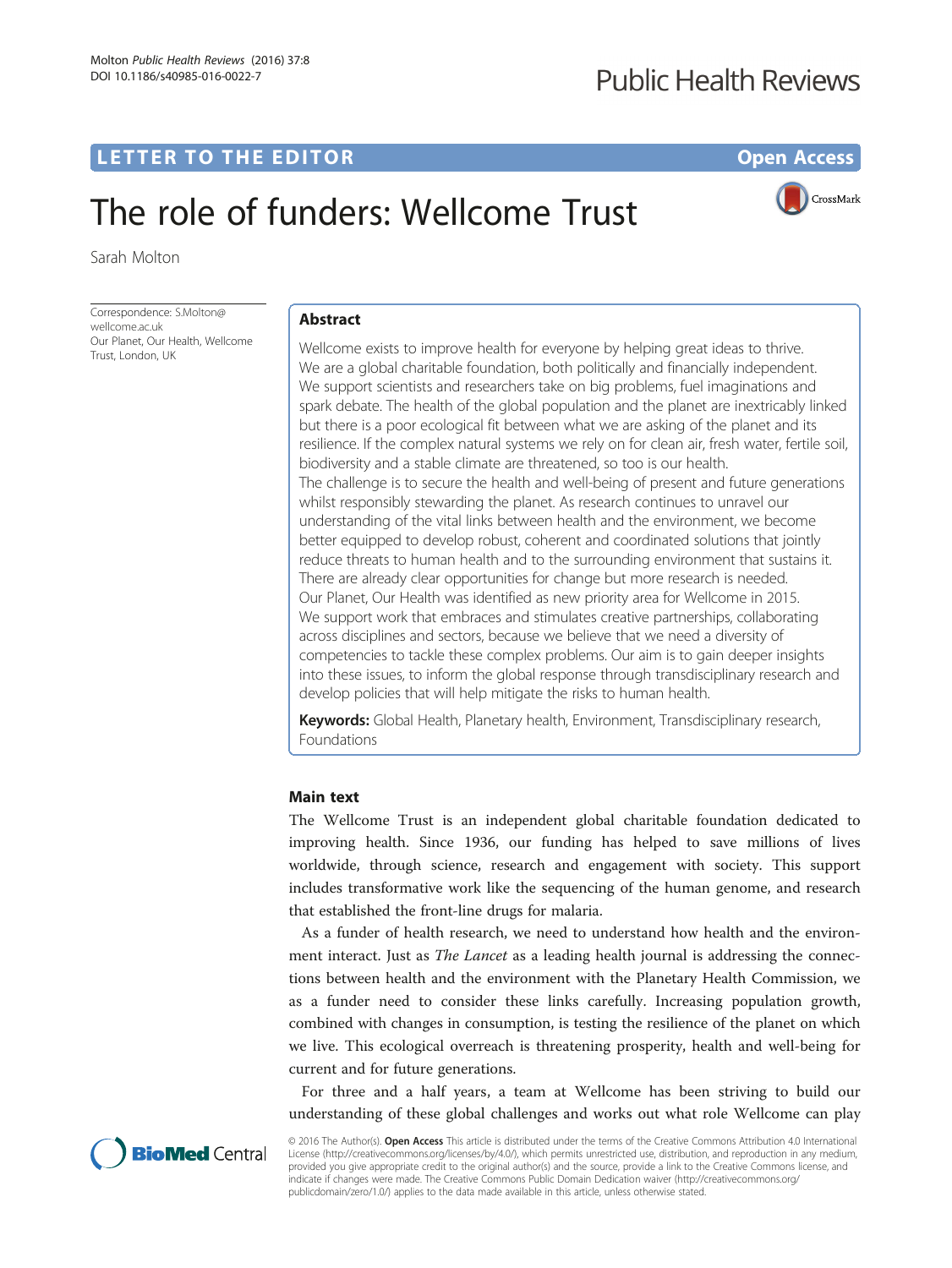LETTER TO THE EDITOR **Open Access**

# The role of funders: Wellcome Trust

Sarah Molton

Correspondence: S.Molton@wellcome.ac.uk
Our Planet, Our Health, Wellcome Trust, London, UK

## Abstract

Wellcome exists to improve health for everyone by helping great ideas to thrive. We are a global charitable foundation, both politically and financially independent. We support scientists and researchers take on big problems, fuel imaginations and spark debate. The health of the global population and the planet are inextricably linked but there is a poor ecological fit between what we are asking of the planet and its resilience. If the complex natural systems we rely on for clean air, fresh water, fertile soil, biodiversity and a stable climate are threatened, so too is our health.

The challenge is to secure the health and well-being of present and future generations whilst responsibly stewarding the planet. As research continues to unravel our understanding of the vital links between health and the environment, we become better equipped to develop robust, coherent and coordinated solutions that jointly reduce threats to human health and to the surrounding environment that sustains it. There are already clear opportunities for change but more research is needed.

Our Planet, Our Health was identified as new priority area for Wellcome in 2015. We support work that embraces and stimulates creative partnerships, collaborating across disciplines and sectors, because we believe that we need a diversity of competencies to tackle these complex problems. Our aim is to gain deeper insights into these issues, to inform the global response through transdisciplinary research and develop policies that will help mitigate the risks to human health.

**Keywords:** Global Health, Planetary health, Environment, Transdisciplinary research, Foundations

## Main text

The Wellcome Trust is an independent global charitable foundation dedicated to improving health. Since 1936, our funding has helped to save millions of lives worldwide, through science, research and engagement with society. This support includes transformative work like the sequencing of the human genome, and research that established the front-line drugs for malaria.

As a funder of health research, we need to understand how health and the environment interact. Just as *The Lancet* as a leading health journal is addressing the connections between health and the environment with the Planetary Health Commission, we as a funder need to consider these links carefully. Increasing population growth, combined with changes in consumption, is testing the resilience of the planet on which we live. This ecological overreach is threatening prosperity, health and well-being for current and for future generations.

For three and a half years, a team at Wellcome has been striving to build our understanding of these global challenges and works out what role Wellcome can play

© 2016 The Author(s). **Open Access** This article is distributed under the terms of the Creative Commons Attribution 4.0 International License (http://creativecommons.org/licenses/by/4.0/), which permits unrestricted use, distribution, and reproduction in any medium, provided you give appropriate credit to the original author(s) and the source, provide a link to the Creative Commons license, and indicate if changes were made. The Creative Commons Public Domain Dedication waiver (http://creativecommons.org/publicdomain/zero/1.0/) applies to the data made available in this article, unless otherwise stated.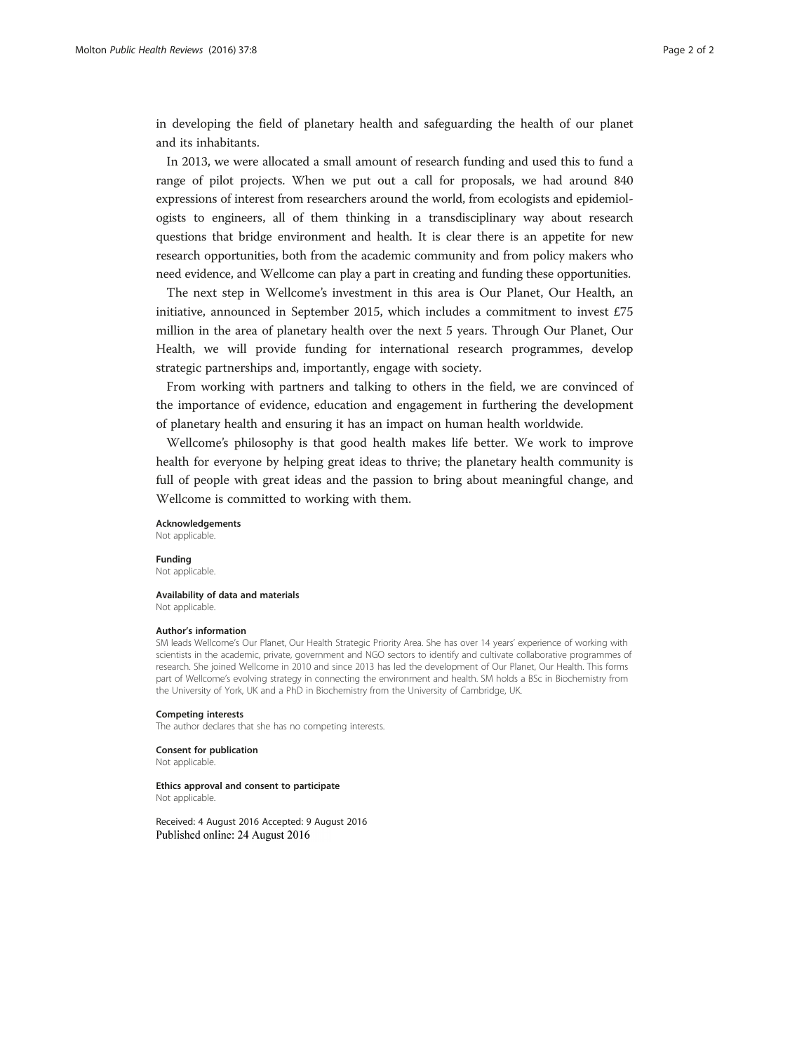in developing the field of planetary health and safeguarding the health of our planet and its inhabitants.

In 2013, we were allocated a small amount of research funding and used this to fund a range of pilot projects. When we put out a call for proposals, we had around 840 expressions of interest from researchers around the world, from ecologists and epidemiologists to engineers, all of them thinking in a transdisciplinary way about research questions that bridge environment and health. It is clear there is an appetite for new research opportunities, both from the academic community and from policy makers who need evidence, and Wellcome can play a part in creating and funding these opportunities.

The next step in Wellcome's investment in this area is Our Planet, Our Health, an initiative, announced in September 2015, which includes a commitment to invest £75 million in the area of planetary health over the next 5 years. Through Our Planet, Our Health, we will provide funding for international research programmes, develop strategic partnerships and, importantly, engage with society.

From working with partners and talking to others in the field, we are convinced of the importance of evidence, education and engagement in furthering the development of planetary health and ensuring it has an impact on human health worldwide.

Wellcome's philosophy is that good health makes life better. We work to improve health for everyone by helping great ideas to thrive; the planetary health community is full of people with great ideas and the passion to bring about meaningful change, and Wellcome is committed to working with them.

#### Acknowledgements
Not applicable.

#### Funding
Not applicable.

#### Availability of data and materials
Not applicable.

#### Author's information
SM leads Wellcome's Our Planet, Our Health Strategic Priority Area. She has over 14 years' experience of working with scientists in the academic, private, government and NGO sectors to identify and cultivate collaborative programmes of research. She joined Wellcome in 2010 and since 2013 has led the development of Our Planet, Our Health. This forms part of Wellcome's evolving strategy in connecting the environment and health. SM holds a BSc in Biochemistry from the University of York, UK and a PhD in Biochemistry from the University of Cambridge, UK.

#### Competing interests
The author declares that she has no competing interests.

#### Consent for publication
Not applicable.

#### Ethics approval and consent to participate
Not applicable.

Received: 4 August 2016 Accepted: 9 August 2016
Published online: 24 August 2016